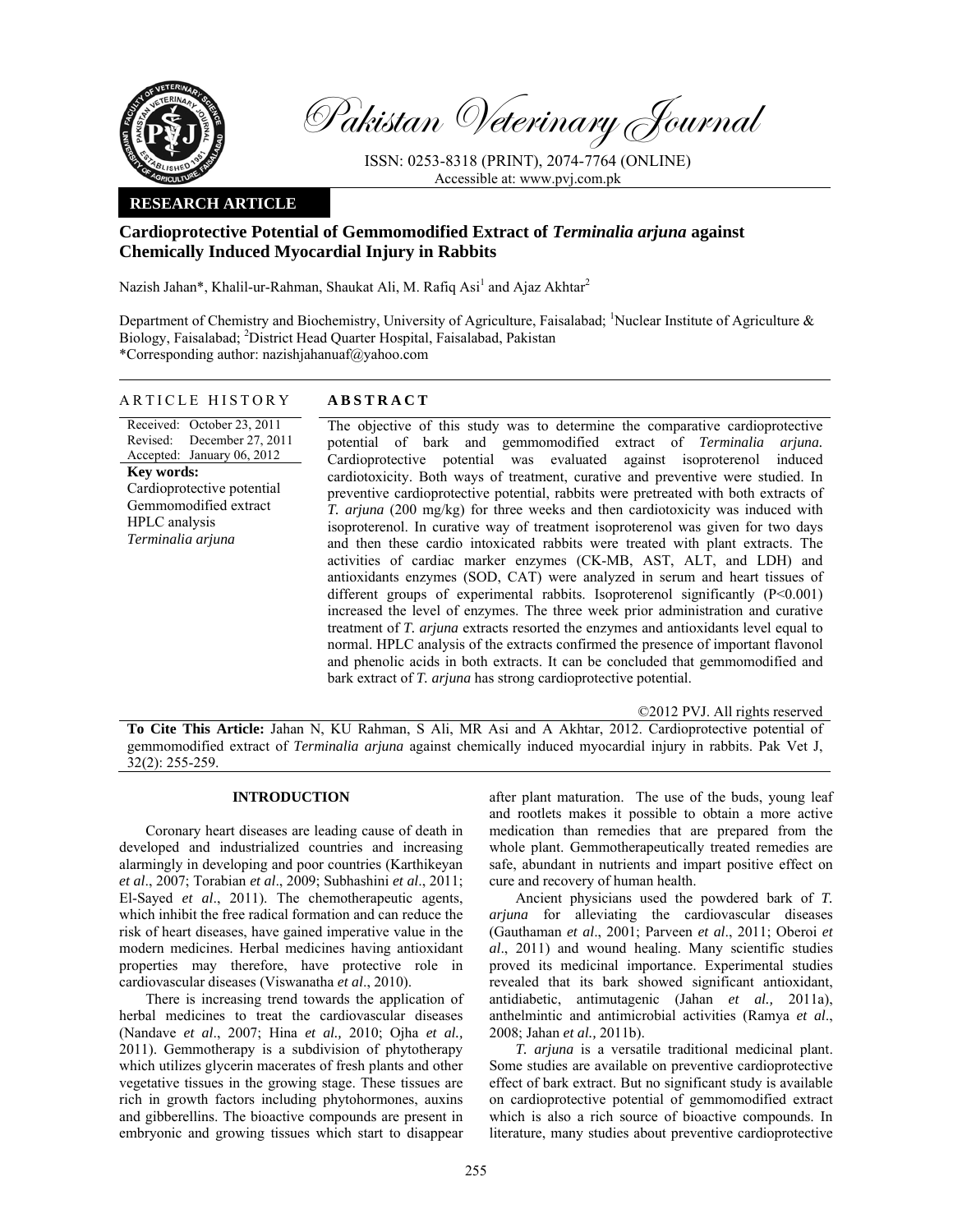Pakistan Veterinary Journal

ISSN: 0253-8318 (PRINT), 2074-7764 (ONLINE)
Accessible at: www.pvj.com.pk

**RESEARCH ARTICLE**

# Cardioprotective Potential of Gemmomodified Extract of *Terminalia arjuna* against Chemically Induced Myocardial Injury in Rabbits

Nazish Jahan*, Khalil-ur-Rahman, Shaukat Ali, M. Rafiq Asi[1] and Ajaz Akhtar[2]

Department of Chemistry and Biochemistry, University of Agriculture, Faisalabad; [1]Nuclear Institute of Agriculture & Biology, Faisalabad; [2]District Head Quarter Hospital, Faisalabad, Pakistan
*Corresponding author: nazishjahanuaf@yahoo.com

## ARTICLE HISTORY

Received: October 23, 2011
Revised: December 27, 2011
Accepted: January 06, 2012

**Key words:**
Cardioprotective potential
Gemmomodified extract
HPLC analysis
*Terminalia arjuna*

## ABSTRACT

The objective of this study was to determine the comparative cardioprotective potential of bark and gemmomodified extract of *Terminalia arjuna.* Cardioprotective potential was evaluated against isoproterenol induced cardiotoxicity. Both ways of treatment, curative and preventive were studied. In preventive cardioprotective potential, rabbits were pretreated with both extracts of *T. arjuna* (200 mg/kg) for three weeks and then cardiotoxicity was induced with isoproterenol. In curative way of treatment isoproterenol was given for two days and then these cardio intoxicated rabbits were treated with plant extracts. The activities of cardiac marker enzymes (CK-MB, AST, ALT, and LDH) and antioxidants enzymes (SOD, CAT) were analyzed in serum and heart tissues of different groups of experimental rabbits. Isoproterenol significantly ($P<0.001$) increased the level of enzymes. The three week prior administration and curative treatment of *T. arjuna* extracts resorted the enzymes and antioxidants level equal to normal. HPLC analysis of the extracts confirmed the presence of important flavonol and phenolic acids in both extracts. It can be concluded that gemmomodified and bark extract of *T. arjuna* has strong cardioprotective potential.

©2012 PVJ. All rights reserved

**To Cite This Article:** Jahan N, KU Rahman, S Ali, MR Asi and A Akhtar, 2012. Cardioprotective potential of gemmomodified extract of *Terminalia arjuna* against chemically induced myocardial injury in rabbits. Pak Vet J, 32(2): 255-259.

## INTRODUCTION

Coronary heart diseases are leading cause of death in developed and industrialized countries and increasing alarmingly in developing and poor countries (Karthikeyan *et al*., 2007; Torabian *et al*., 2009; Subhashini *et al*., 2011; El-Sayed *et al*., 2011). The chemotherapeutic agents, which inhibit the free radical formation and can reduce the risk of heart diseases, have gained imperative value in the modern medicines. Herbal medicines having antioxidant properties may therefore, have protective role in cardiovascular diseases (Viswanatha *et al*., 2010).

There is increasing trend towards the application of herbal medicines to treat the cardiovascular diseases (Nandave *et al*., 2007; Hina *et al.,* 2010; Ojha *et al.,* 2011). Gemmotherapy is a subdivision of phytotherapy which utilizes glycerin macerates of fresh plants and other vegetative tissues in the growing stage. These tissues are rich in growth factors including phytohormones, auxins and gibberellins. The bioactive compounds are present in embryonic and growing tissues which start to disappear after plant maturation. The use of the buds, young leaf and rootlets makes it possible to obtain a more active medication than remedies that are prepared from the whole plant. Gemmotherapeutically treated remedies are safe, abundant in nutrients and impart positive effect on cure and recovery of human health.

Ancient physicians used the powdered bark of *T. arjuna* for alleviating the cardiovascular diseases (Gauthaman *et al*., 2001; Parveen *et al*., 2011; Oberoi *et al*., 2011) and wound healing. Many scientific studies proved its medicinal importance. Experimental studies revealed that its bark showed significant antioxidant, antidiabetic, antimutagenic (Jahan *et al.,* 2011a), anthelmintic and antimicrobial activities (Ramya *et al*., 2008; Jahan *et al.,* 2011b).

*T. arjuna* is a versatile traditional medicinal plant. Some studies are available on preventive cardioprotective effect of bark extract. But no significant study is available on cardioprotective potential of gemmomodified extract which is also a rich source of bioactive compounds. In literature, many studies about preventive cardioprotective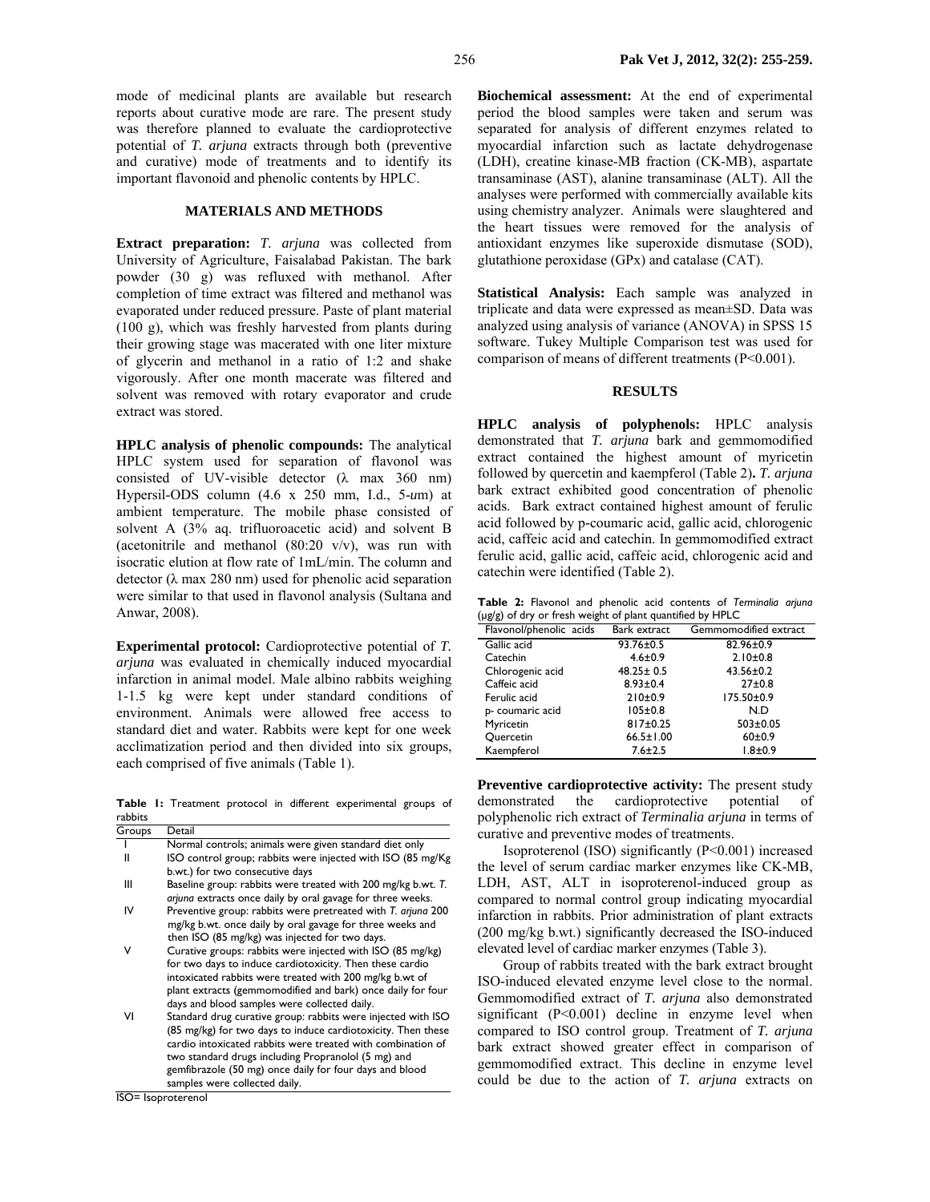mode of medicinal plants are available but research reports about curative mode are rare. The present study was therefore planned to evaluate the cardioprotective potential of *T. arjuna* extracts through both (preventive and curative) mode of treatments and to identify its important flavonoid and phenolic contents by HPLC.

## MATERIALS AND METHODS

**Extract preparation:** *T. arjuna* was collected from University of Agriculture, Faisalabad Pakistan. The bark powder (30 g) was refluxed with methanol. After completion of time extract was filtered and methanol was evaporated under reduced pressure. Paste of plant material (100 g), which was freshly harvested from plants during their growing stage was macerated with one liter mixture of glycerin and methanol in a ratio of 1:2 and shake vigorously. After one month macerate was filtered and solvent was removed with rotary evaporator and crude extract was stored.

**HPLC analysis of phenolic compounds:** The analytical HPLC system used for separation of flavonol was consisted of UV-visible detector (λ max 360 nm) Hypersil-ODS column (4.6 x 250 mm, I.d., 5-*u*m) at ambient temperature. The mobile phase consisted of solvent A (3% aq. trifluoroacetic acid) and solvent B (acetonitrile and methanol (80:20 v/v), was run with isocratic elution at flow rate of 1mL/min. The column and detector (λ max 280 nm) used for phenolic acid separation were similar to that used in flavonol analysis (Sultana and Anwar, 2008).

**Experimental protocol:** Cardioprotective potential of *T. arjuna* was evaluated in chemically induced myocardial infarction in animal model. Male albino rabbits weighing 1-1.5 kg were kept under standard conditions of environment. Animals were allowed free access to standard diet and water. Rabbits were kept for one week acclimatization period and then divided into six groups, each comprised of five animals (Table 1).

**Table 1:** Treatment protocol in different experimental groups of rabbits

| Groups | Detail |
|---|---|
| I | Normal controls; animals were given standard diet only |
| II | ISO control group; rabbits were injected with ISO (85 mg/Kg b.wt.) for two consecutive days |
| III | Baseline group: rabbits were treated with 200 mg/kg b.wt. *T. arjuna* extracts once daily by oral gavage for three weeks. |
| IV | Preventive group: rabbits were pretreated with *T. arjuna* 200 mg/kg b.wt. once daily by oral gavage for three weeks and then ISO (85 mg/kg) was injected for two days. |
| V | Curative groups: rabbits were injected with ISO (85 mg/kg) for two days to induce cardiotoxicity. Then these cardio intoxicated rabbits were treated with 200 mg/kg b.wt of plant extracts (gemmomodified and bark) once daily for four days and blood samples were collected daily. |
| VI | Standard drug curative group: rabbits were injected with ISO (85 mg/kg) for two days to induce cardiotoxicity. Then these cardio intoxicated rabbits were treated with combination of two standard drugs including Propranolol (5 mg) and gemfibrazole (50 mg) once daily for four days and blood samples were collected daily. |

ISO= Isoproterenol

**Biochemical assessment:** At the end of experimental period the blood samples were taken and serum was separated for analysis of different enzymes related to myocardial infarction such as lactate dehydrogenase (LDH), creatine kinase-MB fraction (CK-MB), aspartate transaminase (AST), alanine transaminase (ALT). All the analyses were performed with commercially available kits using chemistry analyzer. Animals were slaughtered and the heart tissues were removed for the analysis of antioxidant enzymes like superoxide dismutase (SOD), glutathione peroxidase (GPx) and catalase (CAT).

**Statistical Analysis:** Each sample was analyzed in triplicate and data were expressed as mean±SD. Data was analyzed using analysis of variance (ANOVA) in SPSS 15 software. Tukey Multiple Comparison test was used for comparison of means of different treatments ($P<0.001$).

## RESULTS

**HPLC analysis of polyphenols:** HPLC analysis demonstrated that *T. arjuna* bark and gemmomodified extract contained the highest amount of myricetin followed by quercetin and kaempferol (Table 2). *T. arjuna* bark extract exhibited good concentration of phenolic acids. Bark extract contained highest amount of ferulic acid followed by p-coumaric acid, gallic acid, chlorogenic acid, caffeic acid and catechin. In gemmomodified extract ferulic acid, gallic acid, caffeic acid, chlorogenic acid and catechin were identified (Table 2).

**Table 2:** Flavonol and phenolic acid contents of *Terminalia arjuna* (µg/g) of dry or fresh weight of plant quantified by HPLC

| Flavonol/phenolic acids | Bark extract | Gemmomodified extract |
|---|---|---|
| Gallic acid | 93.76±0.5 | 82.96±0.9 |
| Catechin | 4.6±0.9 | 2.10±0.8 |
| Chlorogenic acid | 48.25± 0.5 | 43.56±0.2 |
| Caffeic acid | 8.93±0.4 | 27±0.8 |
| Ferulic acid | 210±0.9 | 175.50±0.9 |
| p- coumaric acid | 105±0.8 | N.D |
| Myricetin | 817±0.25 | 503±0.05 |
| Quercetin | 66.5±1.00 | 60±0.9 |
| Kaempferol | 7.6±2.5 | 1.8±0.9 |

**Preventive cardioprotective activity:** The present study demonstrated the cardioprotective potential of polyphenolic rich extract of *Terminalia arjuna* in terms of curative and preventive modes of treatments.

Isoproterenol (ISO) significantly ($P<0.001$) increased the level of serum cardiac marker enzymes like CK-MB, LDH, AST, ALT in isoproterenol-induced group as compared to normal control group indicating myocardial infarction in rabbits. Prior administration of plant extracts (200 mg/kg b.wt.) significantly decreased the ISO-induced elevated level of cardiac marker enzymes (Table 3).

Group of rabbits treated with the bark extract brought ISO-induced elevated enzyme level close to the normal. Gemmomodified extract of *T. arjuna* also demonstrated significant ($P<0.001$) decline in enzyme level when compared to ISO control group. Treatment of *T. arjuna* bark extract showed greater effect in comparison of gemmomodified extract. This decline in enzyme level could be due to the action of *T. arjuna* extracts on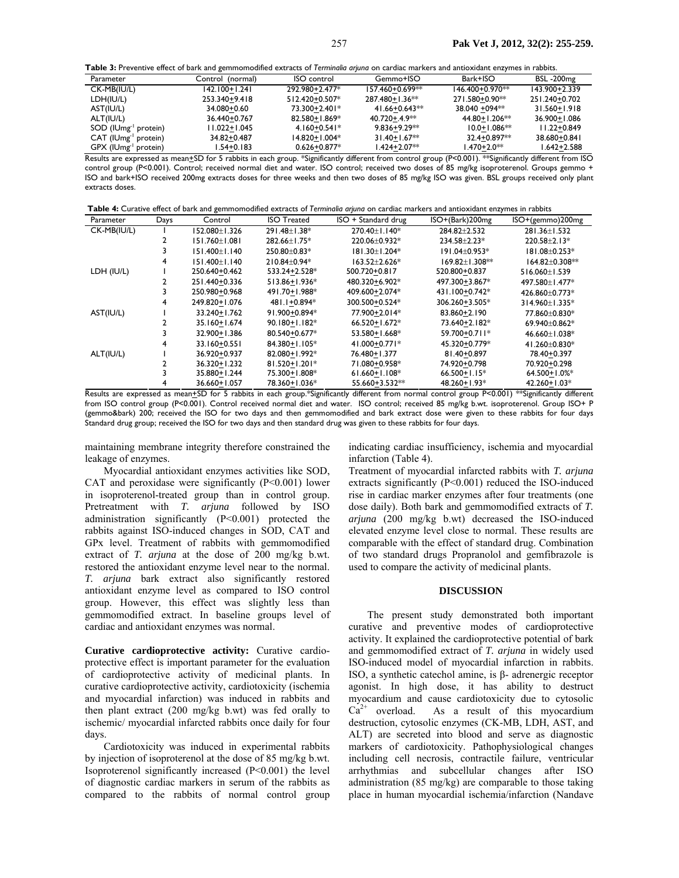**Table 3:** Preventive effect of bark and gemmomodified extracts of *Terminalia arjuna* on cardiac markers and antioxidant enzymes in rabbits.

| Parameter | Control (normal) | ISO control | Gemmo+ISO | Bark+ISO | BSL -200mg |
|---|---|---|---|---|---|
| CK-MB(IU/L) | 142.100±1.241 | 292.980±2.477* | 157.460±0.699** | 146.400±0.970** | 143.900±2.339 |
| LDH(IU/L) | 253.340±9.418 | 512.420±0.507* | 287.480±1.36** | 271.580±0.90** | 251.240±0.702 |
| AST(IU/L) | 34.080±0.60 | 73.300±2.401* | 41.66±0.643** | 38.040 ±094** | 31.560±1.918 |
| ALT(IU/L) | 36.440±0.767 | 82.580±1.869* | 40.720±.4.9** | 44.80±1.206** | 36.900±1.086 |
| SOD (IUmg$^{-1}$ protein) | 11.022±1.045 | 4.160±0.541* | 9.836±9.29** | 10.0±1.086** | 11.22±0.849 |
| CAT (IUmg$^{-1}$ protein) | 34.82±0.487 | 14.820±1.004* | 31.40±1.67** | 32.4±0.897** | 38.680±0.841 |
| GPX (IUmg$^{-1}$ protein) | 1.54±0.183 | 0.626±0.877* | 1.424±2.07** | 1.470±2.0** | 1.642±2.588 |

Results are expressed as mean±SD for 5 rabbits in each group. *Significantly different from control group (P<0.001). **Significantly different from ISO control group (P<0.001). Control; received normal diet and water. ISO control; received two doses of 85 mg/kg isoproterenol. Groups gemmo + ISO and bark+ISO received 200mg extracts doses for three weeks and then two doses of 85 mg/kg ISO was given. BSL groups received only plant extracts doses.

**Table 4:** Curative effect of bark and gemmomodified extracts of *Terminalia arjuna* on cardiac markers and antioxidant enzymes in rabbits

| Parameter | Days | Control | ISO Treated | ISO + Standard drug | ISO+(Bark)200mg | ISO+(gemmo)200mg |
|---|---|---|---|---|---|---|
| CK-MB(IU/L) | 1 | 152.080±1.326 | 291.48±1.38* | 270.40±1.140* | 284.82±2.532 | 281.36±1.532 |
| | 2 | 151.760±1.081 | 282.66±1.75* | 220.06±0.932* | 234.58±2.23* | 220.58±2.13* |
| | 3 | 151.400±1.140 | 250.80±0.83* | 181.30±1.204* | 191.04±0.953* | 181.08±0.253* |
| | 4 | 151.400±1.140 | 210.84±0.94* | 163.52±2.626* | 169.82±1.308** | 164.82±0.308** |
| LDH (IU/L) | 1 | 250.640±0.462 | 533.24±2.528* | 500.720±0.817 | 520.800±0.837 | 516.060±1.539 |
| | 2 | 251.440±0.336 | 513.86±1.936* | 480.320±6.902* | 497.300±3.867* | 497.580±1.477* |
| | 3 | 250.980±0.968 | 491.70±1.988* | 409.600±2.074* | 431.100±0.742* | 426.860±0.773* |
| | 4 | 249.820±1.076 | 481.1±0.894* | 300.500±0.524* | 306.260±3.505* | 314.960±1.335* |
| AST(IU/L) | 1 | 33.240±1.762 | 91.900±0.894* | 77.900±2.014* | 83.860±2.190 | 77.860±0.830* |
| | 2 | 35.160±1.674 | 90.180±1.182* | 66.520±1.672* | 73.640±2.182* | 69.940±0.862* |
| | 3 | 32.900±1.388 | 80.540±0.677* | 53.580±1.668* | 59.700±0.711* | 46.660±1.038* |
| | 4 | 33.160±0.551 | 84.380±1.105* | 41.000±0.771* | 45.320±0.779* | 41.260±0.830* |
| ALT(IU/L) | 1 | 36.920±0.937 | 82.080±1.992* | 76.480±1.377 | 81.40±0.897 | 78.40±0.397 |
| | 2 | 36.320±1.232 | 81.520±1.201* | 71.080±0.958* | 74.920±0.798 | 70.920±0.298 |
| | 3 | 35.880±1.244 | 75.300±1.808* | 61.660±1.108* | 66.500±1.15* | 64.500±1.0%* |
| | 4 | 36.660±1.057 | 78.360±1.036* | 55.660±3.532** | 48.260±1.93* | 42.260±1.03* |

Results are expressed as mean±SD for 5 rabbits in each group.*Significantly different from normal control group P<0.001) **Significantly different from ISO control group (P<0.001). Control received normal diet and water. ISO control; received 85 mg/kg b.wt. isoproterenol. Group ISO+ P (gemmo&bark) 200; received the ISO for two days and then gemmomodified and bark extract dose were given to these rabbits for four days Standard drug group; received the ISO for two days and then standard drug was given to these rabbits for four days.

maintaining membrane integrity therefore constrained the leakage of enzymes.

Myocardial antioxidant enzymes activities like SOD, CAT and peroxidase were significantly (P<0.001) lower in isoproterenol-treated group than in control group. Pretreatment with *T. arjuna* followed by ISO administration significantly (P<0.001) protected the rabbits against ISO-induced changes in SOD, CAT and GPx level. Treatment of rabbits with gemmomodified extract of *T. arjuna* at the dose of 200 mg/kg b.wt. restored the antioxidant enzyme level near to the normal. *T. arjuna* bark extract also significantly restored antioxidant enzyme level as compared to ISO control group. However, this effect was slightly less than gemmomodified extract. In baseline groups level of cardiac and antioxidant enzymes was normal.

**Curative cardioprotective activity:** Curative cardioprotective effect is important parameter for the evaluation of cardioprotective activity of medicinal plants. In curative cardioprotective activity, cardiotoxicity (ischemia and myocardial infarction) was induced in rabbits and then plant extract (200 mg/kg b.wt) was fed orally to ischemic/ myocardial infarcted rabbits once daily for four days.

Cardiotoxicity was induced in experimental rabbits by injection of isoproterenol at the dose of 85 mg/kg b.wt. Isoproterenol significantly increased (P<0.001) the level of diagnostic cardiac markers in serum of the rabbits as compared to the rabbits of normal control group indicating cardiac insufficiency, ischemia and myocardial infarction (Table 4).

Treatment of myocardial infarcted rabbits with *T. arjuna* extracts significantly (P<0.001) reduced the ISO-induced rise in cardiac marker enzymes after four treatments (one dose daily). Both bark and gemmomodified extracts of *T. arjuna* (200 mg/kg b.wt) decreased the ISO-induced elevated enzyme level close to normal. These results are comparable with the effect of standard drug. Combination of two standard drugs Propranolol and gemfibrazole is used to compare the activity of medicinal plants.

## DISCUSSION

The present study demonstrated both important curative and preventive modes of cardioprotective activity. It explained the cardioprotective potential of bark and gemmomodified extract of *T. arjuna* in widely used ISO-induced model of myocardial infarction in rabbits. ISO, a synthetic catechol amine, is β- adrenergic receptor agonist. In high dose, it has ability to destruct myocardium and cause cardiotoxicity due to cytosolic $Ca^{2+}$ overload. As a result of this myocardium destruction, cytosolic enzymes (CK-MB, LDH, AST, and ALT) are secreted into blood and serve as diagnostic markers of cardiotoxicity. Pathophysiological changes including cell necrosis, contractile failure, ventricular arrhythmias and subcellular changes after ISO administration (85 mg/kg) are comparable to those taking place in human myocardial ischemia/infarction (Nandave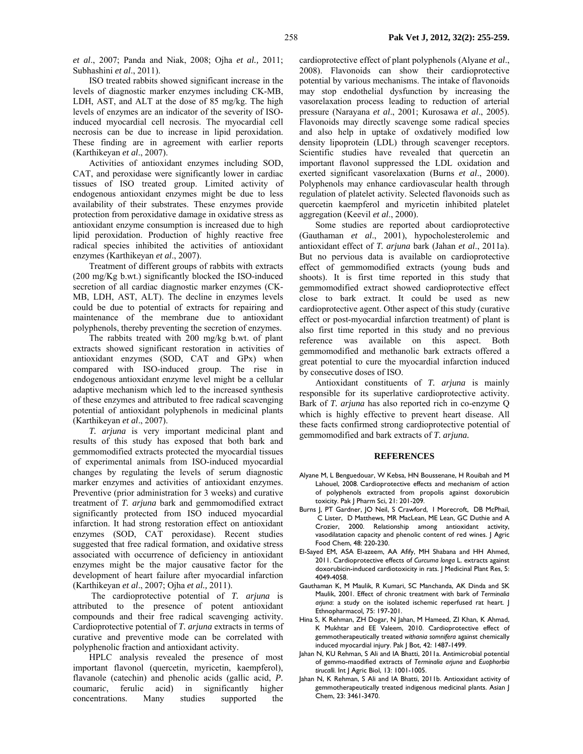*et al*., 2007; Panda and Niak, 2008; Ojha *et al.,* 2011; Subhashini *et al*., 2011).

ISO treated rabbits showed significant increase in the levels of diagnostic marker enzymes including CK-MB, LDH, AST, and ALT at the dose of 85 mg/kg. The high levels of enzymes are an indicator of the severity of ISO-induced myocardial cell necrosis. The myocardial cell necrosis can be due to increase in lipid peroxidation. These finding are in agreement with earlier reports (Karthikeyan *et al*., 2007).

Activities of antioxidant enzymes including SOD, CAT, and peroxidase were significantly lower in cardiac tissues of ISO treated group. Limited activity of endogenous antioxidant enzymes might be due to less availability of their substrates. These enzymes provide protection from peroxidative damage in oxidative stress as antioxidant enzyme consumption is increased due to high lipid peroxidation. Production of highly reactive free radical species inhibited the activities of antioxidant enzymes (Karthikeyan *et al*., 2007).

Treatment of different groups of rabbits with extracts (200 mg/Kg b.wt.) significantly blocked the ISO-induced secretion of all cardiac diagnostic marker enzymes (CK-MB, LDH, AST, ALT). The decline in enzymes levels could be due to potential of extracts for repairing and maintenance of the membrane due to antioxidant polyphenols, thereby preventing the secretion of enzymes.

The rabbits treated with 200 mg/kg b.wt. of plant extracts showed significant restoration in activities of antioxidant enzymes (SOD, CAT and GPx) when compared with ISO-induced group. The rise in endogenous antioxidant enzyme level might be a cellular adaptive mechanism which led to the increased synthesis of these enzymes and attributed to free radical scavenging potential of antioxidant polyphenols in medicinal plants (Karthikeyan *et al*., 2007).

*T. arjuna* is very important medicinal plant and results of this study has exposed that both bark and gemmomodified extracts protected the myocardial tissues of experimental animals from ISO-induced myocardial changes by regulating the levels of serum diagnostic marker enzymes and activities of antioxidant enzymes. Preventive (prior administration for 3 weeks) and curative treatment of *T. arjuna* bark and gemmomodified extract significantly protected from ISO induced myocardial infarction. It had strong restoration effect on antioxidant enzymes (SOD, CAT peroxidase). Recent studies suggested that free radical formation, and oxidative stress associated with occurrence of deficiency in antioxidant enzymes might be the major causative factor for the development of heart failure after myocardial infarction (Karthikeyan *et al*., 2007; Ojha *et al.,* 2011).

The cardioprotective potential of *T. arjuna* is attributed to the presence of potent antioxidant compounds and their free radical scavenging activity. Cardioprotective potential of *T. arjuna* extracts in terms of curative and preventive mode can be correlated with polyphenolic fraction and antioxidant activity.

HPLC analysis revealed the presence of most important flavonol (quercetin, myricetin, kaempferol), flavanole (catechin) and phenolic acids (gallic acid, *P.* coumaric, ferulic acid) in significantly higher concentrations. Many studies supported the cardioprotective effect of plant polyphenols (Alyane *et al*., 2008). Flavonoids can show their cardioprotective potential by various mechanisms. The intake of flavonoids may stop endothelial dysfunction by increasing the vasorelaxation process leading to reduction of arterial pressure (Narayana *et al*., 2001; Kurosawa *et al*., 2005). Flavonoids may directly scavenge some radical species and also help in uptake of oxdatively modified low density lipoprotein (LDL) through scavenger receptors. Scientific studies have revealed that quercetin an important flavonol suppressed the LDL oxidation and exerted significant vasorelaxation (Burns *et al*., 2000). Polyphenols may enhance cardiovascular health through regulation of platelet activity. Selected flavonoids such as quercetin kaempferol and myricetin inhibited platelet aggregation (Keevil *et al*., 2000).

Some studies are reported about cardioprotective (Gauthaman *et al*., 2001), hypocholesterolemic and antioxidant effect of *T. arjuna* bark (Jahan *et al*., 2011a). But no pervious data is available on cardioprotective effect of gemmomodified extracts (young buds and shoots). It is first time reported in this study that gemmomodified extract showed cardioprotective effect close to bark extract. It could be used as new cardioprotective agent. Other aspect of this study (curative effect or post-myocardial infarction treatment) of plant is also first time reported in this study and no previous reference was available on this aspect. Both gemmomodified and methanolic bark extracts offered a great potential to cure the myocardial infarction induced by consecutive doses of ISO.

Antioxidant constituents of *T. arjuna* is mainly responsible for its superlative cardioprotective activity. Bark of *T. arjuna* has also reported rich in co-enzyme Q which is highly effective to prevent heart disease. All these facts confirmed strong cardioprotective potential of gemmomodified and bark extracts of *T. arjuna.*

## REFERENCES

Alyane M, L Benguedouar, W Kebsa, HN Boussenane, H Rouibah and M Lahouel, 2008. Cardioprotective effects and mechanism of action of polyphenols extracted from propolis against doxorubicin toxicity. Pak J Pharm Sci, 21: 201-209.

Burns J, PT Gardner, JO Neil, S Crawford, I Morecroft, DB McPhail, C Lister, D Matthews, MR MacLean, ME Lean, GC Duthie and A Crozier, 2000. Relationship among antioxidant activity, vasodilatation capacity and phenolic content of red wines. J Agric Food Chem, 48: 220-230.

El-Sayed EM, ASA El-azeem, AA Afify, MH Shabana and HH Ahmed, 2011. Cardioprotective effects of *Curcuma longa* L. extracts against doxorubicin-induced cardiotoxicity in rats. J Medicinal Plant Res, 5: 4049-4058.

Gauthaman K, M Maulik, R Kumari, SC Manchanda, AK Dinda and SK Maulik, 2001. Effect of chronic treatment with bark of *Terminalia arjuna*: a study on the isolated ischemic reperfused rat heart. J Ethnopharmacol, 75: 197-201.

Hina S, K Rehman, ZH Dogar, N Jahan, M Hameed, ZI Khan, K Ahmad, K Mukhtar and EE Valeem, 2010. Cardioprotective effect of gemmotherapeutically treated *withania somnifera* against chemically induced myocardial injury. Pak J Bot, 42: 1487-1499.

Jahan N, KU Rehman, S Ali and IA Bhatti, 2011a. Antimicrobial potential of gemmo-maodified extracts of *Terminalia arjuna* and *Euophorbia tirucalli.* Int J Agric Biol, 13: 1001-1005.

Jahan N, K Rehman, S Ali and IA Bhatti, 2011b. Antioxidant activity of gemmotherapeutically treated indigenous medicinal plants. Asian J Chem, 23: 3461-3470.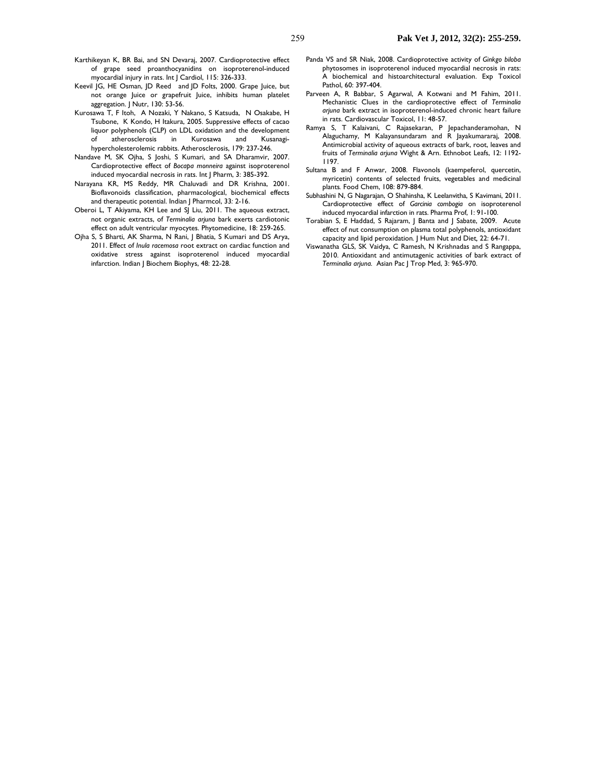Karthikeyan K, BR Bai, and SN Devaraj, 2007. Cardioprotective effect of grape seed proanthocyanidins on isoproterenol-induced myocardial injury in rats. Int J Cardiol, 115: 326-333.

Keevil JG, HE Osman, JD Reed and JD Folts, 2000. Grape Juice, but not orange Juice or grapefruit Juice, inhibits human platelet aggregation. J Nutr, 130: 53-56.

Kurosawa T, F Itoh, A Nozaki, Y Nakano, S Katsuda, N Osakabe, H Tsubone, K Kondo, H Itakura, 2005. Suppressive effects of cacao liquor polyphenols (CLP) on LDL oxidation and the development of atherosclerosis in Kurosawa and Kusanagi-hypercholesterolemic rabbits. Atherosclerosis, 179: 237-246.

Nandave M, SK Ojha, S Joshi, S Kumari, and SA Dharamvir, 2007. Cardioprotective effect of *Bocapa monneira* against isoproterenol induced myocardial necrosis in rats. Int J Pharm, 3: 385-392.

Narayana KR, MS Reddy, MR Chaluvadi and DR Krishna, 2001. Bioflavonoids classification, pharmacological, biochemical effects and therapeutic potential. Indian J Pharmcol, 33: 2-16.

Oberoi L, T Akiyama, KH Lee and SJ Liu, 2011. The aqueous extract, not organic extracts, of *Terminalia arjuna* bark exerts cardiotonic effect on adult ventricular myocytes. Phytomedicine, 18: 259-265.

Ojha S, S Bharti, AK Sharma, N Rani, J Bhatia, S Kumari and DS Arya, 2011. Effect of *Inula racemosa* root extract on cardiac function and oxidative stress against isoproterenol induced myocardial infarction. Indian J Biochem Biophys, 48: 22-28.

Panda VS and SR Niak, 2008. Cardioprotective activity of *Ginkgo biloba* phytosomes in isoproterenol induced myocardial necrosis in rats: A biochemical and histoarchitectural evaluation. Exp Toxicol Pathol, 60: 397-404.

Parveen A, R Babbar, S Agarwal, A Kotwani and M Fahim, 2011. Mechanistic Clues in the cardioprotective effect of *Terminalia arjuna* bark extract in isoproterenol-induced chronic heart failure in rats. Cardiovascular Toxicol, 11: 48-57.

Ramya S, T Kalaivani, C Rajasekaran, P Jepachanderamohan, N Alaguchamy, M Kalayansundaram and R Jayakumararaj, 2008. Antimicrobial activity of aqueous extracts of bark, root, leaves and fruits of *Terminalia arjuna* Wight & Arn. Ethnobot Leafs, 12: 1192-1197.

Sultana B and F Anwar, 2008. Flavonols (kaempeferol, quercetin, myricetin) contents of selected fruits, vegetables and medicinal plants. Food Chem, 108: 879-884.

Subhashini N, G Nagarajan, O Shahinsha, K Leelanvitha, S Kavimani, 2011. Cardioprotective effect of *Garcinia combogia* on isoproterenol induced myocardial infarction in rats. Pharma Prof, 1: 91-100.

Torabian S, E Haddad, S Rajaram, J Banta and J Sabate, 2009. Acute effect of nut consumption on plasma total polyphenols, antioxidant capacity and lipid peroxidation. J Hum Nut and Diet, 22: 64-71.

Viswanatha GLS, SK Vaidya, C Ramesh, N Krishnadas and S Rangappa, 2010. Antioxidant and antimutagenic activities of bark extract of *Terminalia arjuna*. Asian Pac J Trop Med, 3: 965-970.